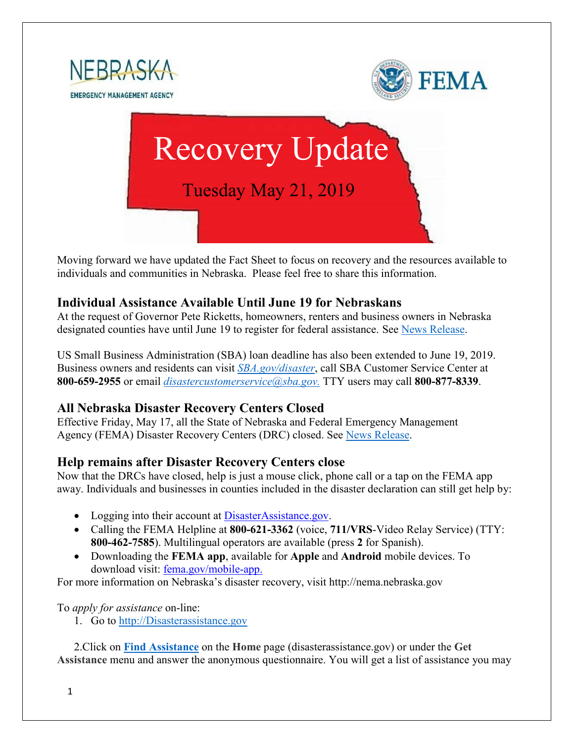# Recovery Update

Tuesday May 21, 2019

Moving forward we have updated the Fact Sheet to focus on recovery and the resources available to individuals and communities in Nebraska. Please feel free to share this information.

## Individual Assistance Available Until June 19 for Nebraskans

At the request of Governor Pete Ricketts, homeowners, renters and business owners in Nebraska designated counties have until June 19 to register for federal assistance. See News Release.

US Small Business Administration (SBA) loan deadline has also been extended to June 19, 2019. Business owners and residents can visit *SBA.gov/disaster*, call SBA Customer Service Center at **800-659-2955** or email *disastercustomerservice@sba.gov.* TTY users may call **800-877-8339**.

## All Nebraska Disaster Recovery Centers Closed

Effective Friday, May 17, all the State of Nebraska and Federal Emergency Management Agency (FEMA) Disaster Recovery Centers (DRC) closed. See News Release.

## Help remains after Disaster Recovery Centers close

Now that the DRCs have closed, help is just a mouse click, phone call or a tap on the FEMA app away. Individuals and businesses in counties included in the disaster declaration can still get help by:

- Logging into their account at DisasterAssistance.gov.
- Calling the FEMA Helpline at **800-621-3362** (voice, **711/VRS**-Video Relay Service) (TTY: **800-462-7585**). Multilingual operators are available (press **2** for Spanish).
- Downloading the **FEMA app**, available for **Apple** and **Android** mobile devices. To download visit: fema.gov/mobile-app.

For more information on Nebraska's disaster recovery, visit http://nema.nebraska.gov

To *apply for assistance* on-line:

1. Go to http://Disasterassistance.gov
2. Click on **Find Assistance** on the **Home** page (disasterassistance.gov) or under the **Get Assistance** menu and answer the anonymous questionnaire. You will get a list of assistance you may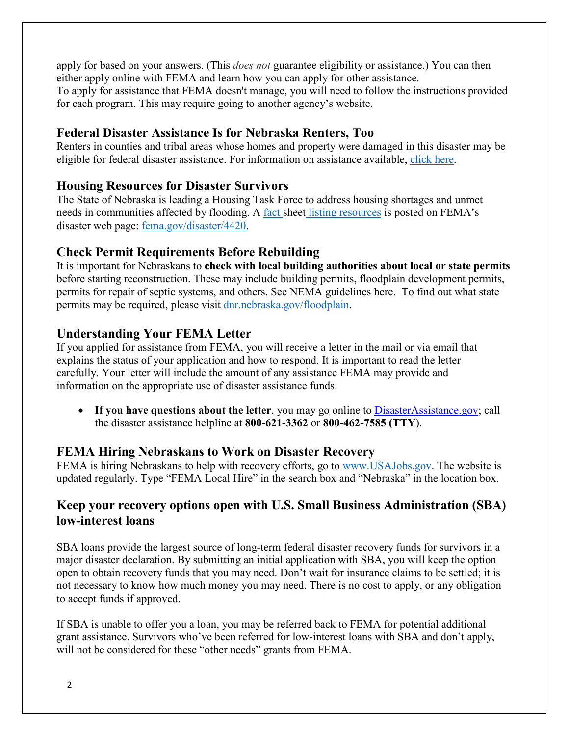apply for based on your answers. (This *does not* guarantee eligibility or assistance.) You can then either apply online with FEMA and learn how you can apply for other assistance.
To apply for assistance that FEMA doesn't manage, you will need to follow the instructions provided for each program. This may require going to another agency's website.

## Federal Disaster Assistance Is for Nebraska Renters, Too

Renters in counties and tribal areas whose homes and property were damaged in this disaster may be eligible for federal disaster assistance. For information on assistance available, click here.

## Housing Resources for Disaster Survivors

The State of Nebraska is leading a Housing Task Force to address housing shortages and unmet needs in communities affected by flooding. A fact sheet listing resources is posted on FEMA's disaster web page: fema.gov/disaster/4420.

## Check Permit Requirements Before Rebuilding

It is important for Nebraskans to **check with local building authorities about local or state permits** before starting reconstruction. These may include building permits, floodplain development permits, permits for repair of septic systems, and others. See NEMA guidelines here. To find out what state permits may be required, please visit dnr.nebraska.gov/floodplain.

## Understanding Your FEMA Letter

If you applied for assistance from FEMA, you will receive a letter in the mail or via email that explains the status of your application and how to respond. It is important to read the letter carefully. Your letter will include the amount of any assistance FEMA may provide and information on the appropriate use of disaster assistance funds.

- **If you have questions about the letter**, you may go online to DisasterAssistance.gov; call the disaster assistance helpline at **800-621-3362** or **800-462-7585 (TTY)**.

## FEMA Hiring Nebraskans to Work on Disaster Recovery

FEMA is hiring Nebraskans to help with recovery efforts, go to www.USAJobs.gov. The website is updated regularly. Type "FEMA Local Hire" in the search box and "Nebraska" in the location box.

## Keep your recovery options open with U.S. Small Business Administration (SBA) low-interest loans

SBA loans provide the largest source of long-term federal disaster recovery funds for survivors in a major disaster declaration. By submitting an initial application with SBA, you will keep the option open to obtain recovery funds that you may need. Don't wait for insurance claims to be settled; it is not necessary to know how much money you may need. There is no cost to apply, or any obligation to accept funds if approved.

If SBA is unable to offer you a loan, you may be referred back to FEMA for potential additional grant assistance. Survivors who've been referred for low-interest loans with SBA and don't apply, will not be considered for these "other needs" grants from FEMA.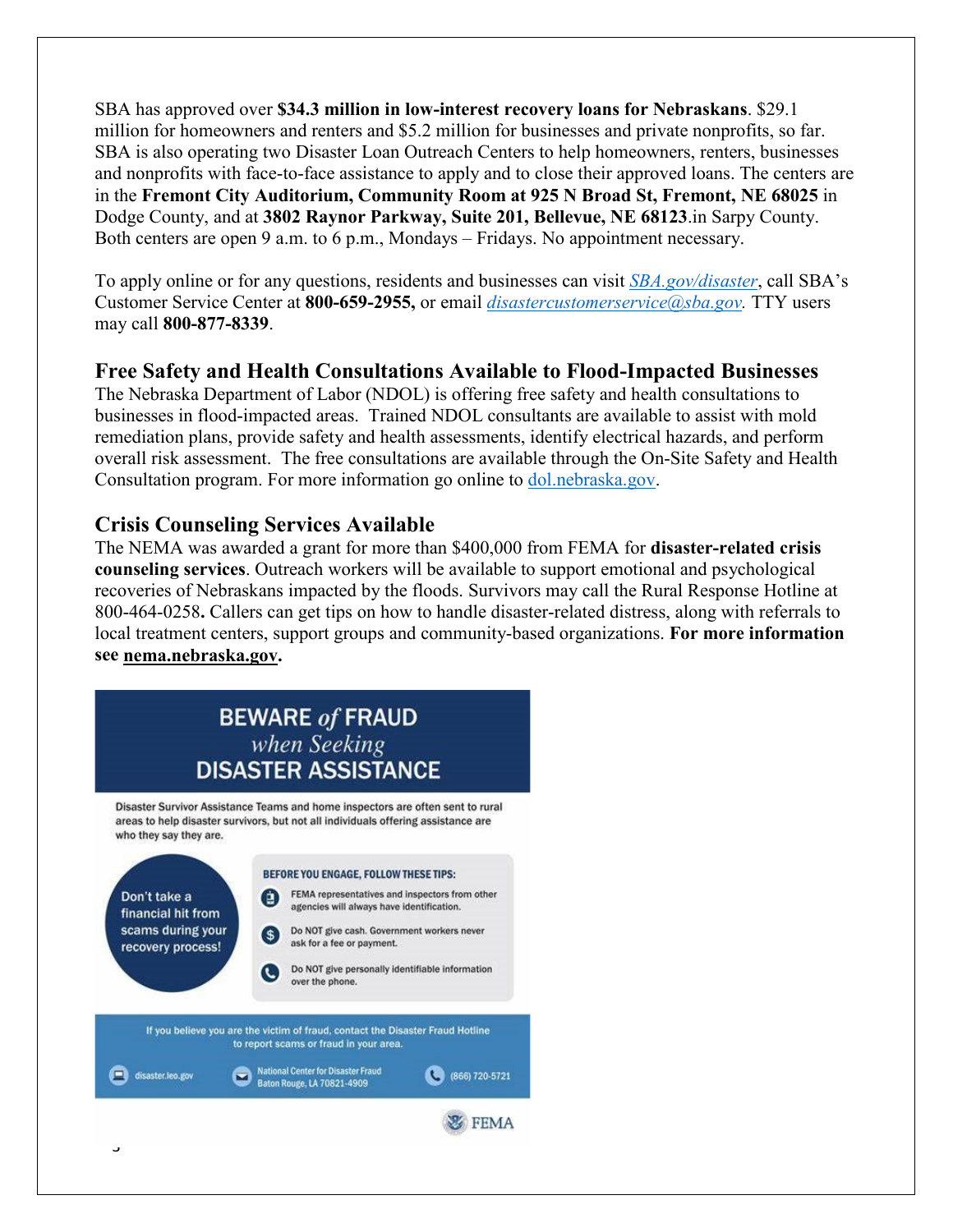SBA has approved over **$34.3 million in low-interest recovery loans for Nebraskans**. $29.1 million for homeowners and renters and $5.2 million for businesses and private nonprofits, so far. SBA is also operating two Disaster Loan Outreach Centers to help homeowners, renters, businesses and nonprofits with face-to-face assistance to apply and to close their approved loans. The centers are in the **Fremont City Auditorium, Community Room at 925 N Broad St, Fremont, NE 68025** in Dodge County, and at **3802 Raynor Parkway, Suite 201, Bellevue, NE 68123**.in Sarpy County. Both centers are open 9 a.m. to 6 p.m., Mondays – Fridays. No appointment necessary.

To apply online or for any questions, residents and businesses can visit *SBA.gov/disaster*, call SBA's Customer Service Center at **800-659-2955,** or email *disastercustomerservice@sba.gov*. TTY users may call **800-877-8339**.

## Free Safety and Health Consultations Available to Flood-Impacted Businesses

The Nebraska Department of Labor (NDOL) is offering free safety and health consultations to businesses in flood-impacted areas. Trained NDOL consultants are available to assist with mold remediation plans, provide safety and health assessments, identify electrical hazards, and perform overall risk assessment. The free consultations are available through the On-Site Safety and Health Consultation program. For more information go online to dol.nebraska.gov.

## Crisis Counseling Services Available

The NEMA was awarded a grant for more than $400,000 from FEMA for **disaster-related crisis counseling services**. Outreach workers will be available to support emotional and psychological recoveries of Nebraskans impacted by the floods. Survivors may call the Rural Response Hotline at 800-464-0258**.** Callers can get tips on how to handle disaster-related distress, along with referrals to local treatment centers, support groups and community-based organizations. **For more information see nema.nebraska.gov.**

## BEWARE *of* FRAUD *when Seeking* DISASTER ASSISTANCE

Disaster Survivor Assistance Teams and home inspectors are often sent to rural areas to help disaster survivors, but not all individuals offering assistance are who they say they are.

Don't take a financial hit from scams during your recovery process!

**BEFORE YOU ENGAGE, FOLLOW THESE TIPS:**

- FEMA representatives and inspectors from other agencies will always have identification.
- Do NOT give cash. Government workers never ask for a fee or payment.
- Do NOT give personally identifiable information over the phone.

If you believe you are the victim of fraud, contact the Disaster Fraud Hotline to report scams or fraud in your area.

disaster.leo.gov | National Center for Disaster Fraud, Baton Rouge, LA 70821-4909 | (866) 720-5721

FEMA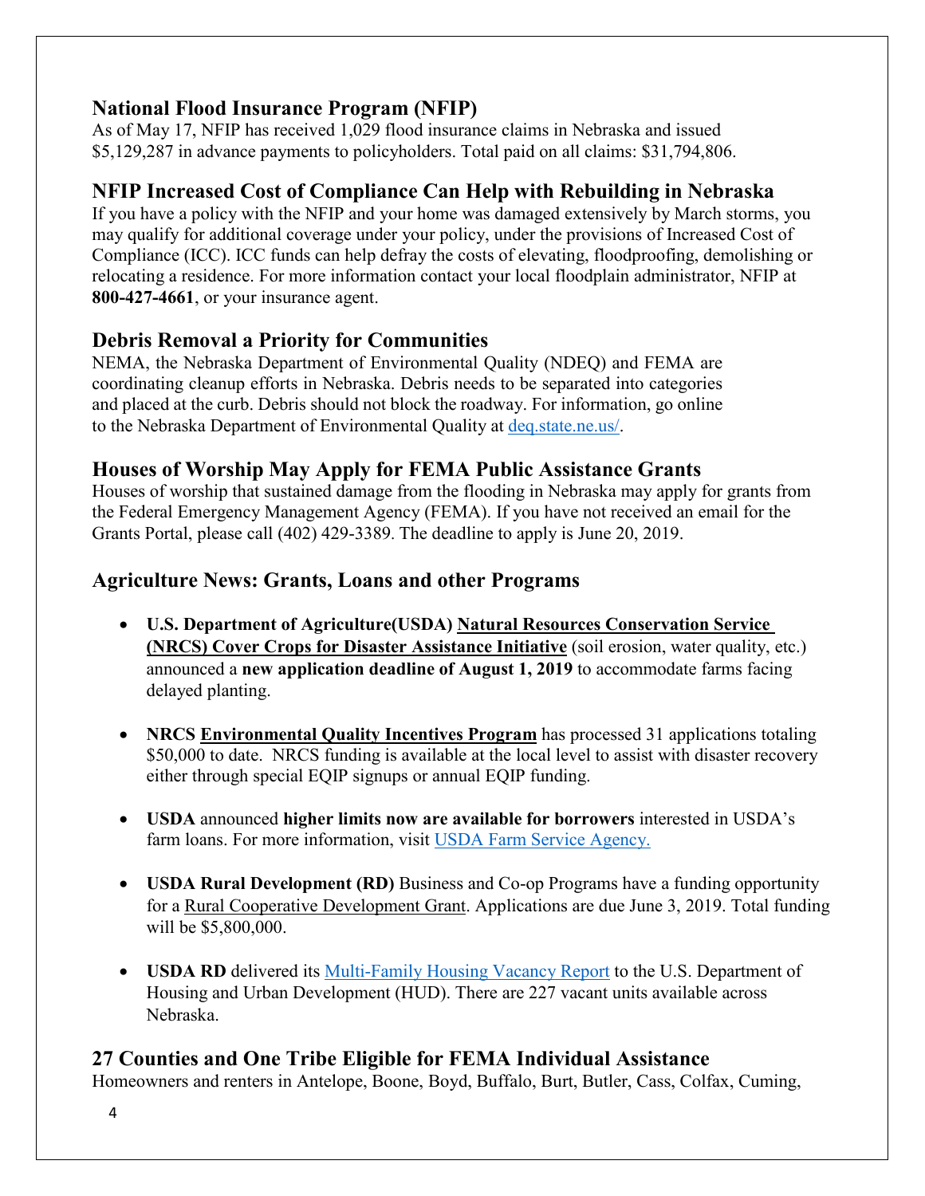## National Flood Insurance Program (NFIP)

As of May 17, NFIP has received 1,029 flood insurance claims in Nebraska and issued $5,129,287 in advance payments to policyholders. Total paid on all claims: $31,794,806.

## NFIP Increased Cost of Compliance Can Help with Rebuilding in Nebraska

If you have a policy with the NFIP and your home was damaged extensively by March storms, you may qualify for additional coverage under your policy, under the provisions of Increased Cost of Compliance (ICC). ICC funds can help defray the costs of elevating, floodproofing, demolishing or relocating a residence. For more information contact your local floodplain administrator, NFIP at **800-427-4661**, or your insurance agent.

## Debris Removal a Priority for Communities

NEMA, the Nebraska Department of Environmental Quality (NDEQ) and FEMA are coordinating cleanup efforts in Nebraska. Debris needs to be separated into categories and placed at the curb. Debris should not block the roadway. For information, go online to the Nebraska Department of Environmental Quality at [deq.state.ne.us/](deq.state.ne.us/).

## Houses of Worship May Apply for FEMA Public Assistance Grants

Houses of worship that sustained damage from the flooding in Nebraska may apply for grants from the Federal Emergency Management Agency (FEMA). If you have not received an email for the Grants Portal, please call (402) 429-3389. The deadline to apply is June 20, 2019.

## Agriculture News: Grants, Loans and other Programs

- **U.S. Department of Agriculture(USDA) Natural Resources Conservation Service (NRCS) Cover Crops for Disaster Assistance Initiative** (soil erosion, water quality, etc.) announced a **new application deadline of August 1, 2019** to accommodate farms facing delayed planting.
- **NRCS Environmental Quality Incentives Program** has processed 31 applications totaling $50,000 to date. NRCS funding is available at the local level to assist with disaster recovery either through special EQIP signups or annual EQIP funding.
- **USDA** announced **higher limits now are available for borrowers** interested in USDA's farm loans. For more information, visit USDA Farm Service Agency.
- **USDA Rural Development (RD)** Business and Co-op Programs have a funding opportunity for a Rural Cooperative Development Grant. Applications are due June 3, 2019. Total funding will be $5,800,000.
- **USDA RD** delivered its Multi-Family Housing Vacancy Report to the U.S. Department of Housing and Urban Development (HUD). There are 227 vacant units available across Nebraska.

## 27 Counties and One Tribe Eligible for FEMA Individual Assistance

Homeowners and renters in Antelope, Boone, Boyd, Buffalo, Burt, Butler, Cass, Colfax, Cuming,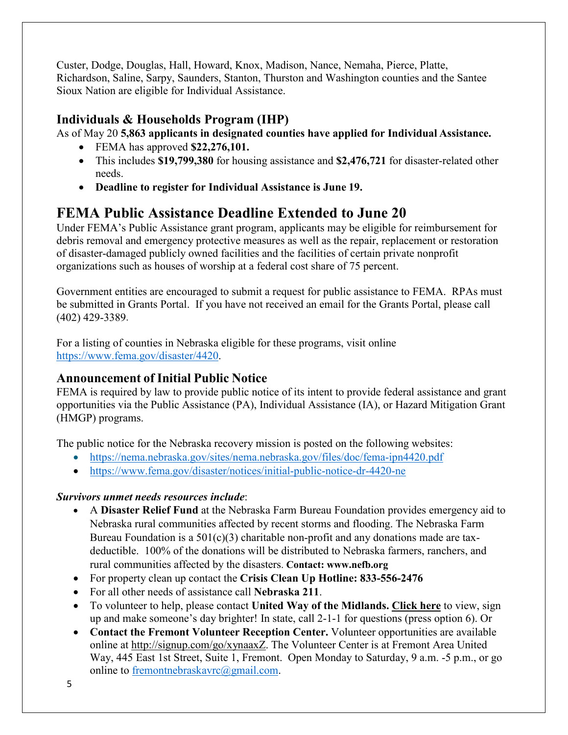Custer, Dodge, Douglas, Hall, Howard, Knox, Madison, Nance, Nemaha, Pierce, Platte, Richardson, Saline, Sarpy, Saunders, Stanton, Thurston and Washington counties and the Santee Sioux Nation are eligible for Individual Assistance.

### Individuals & Households Program (IHP)

As of May 20 **5,863 applicants in designated counties have applied for Individual Assistance.**

- FEMA has approved **$22,276,101.**
- This includes **$19,799,380** for housing assistance and **$2,476,721** for disaster-related other needs.
- **Deadline to register for Individual Assistance is June 19.**

## FEMA Public Assistance Deadline Extended to June 20

Under FEMA's Public Assistance grant program, applicants may be eligible for reimbursement for debris removal and emergency protective measures as well as the repair, replacement or restoration of disaster-damaged publicly owned facilities and the facilities of certain private nonprofit organizations such as houses of worship at a federal cost share of 75 percent.

Government entities are encouraged to submit a request for public assistance to FEMA. RPAs must be submitted in Grants Portal. If you have not received an email for the Grants Portal, please call (402) 429-3389.

For a listing of counties in Nebraska eligible for these programs, visit online https://www.fema.gov/disaster/4420.

### Announcement of Initial Public Notice

FEMA is required by law to provide public notice of its intent to provide federal assistance and grant opportunities via the Public Assistance (PA), Individual Assistance (IA), or Hazard Mitigation Grant (HMGP) programs.

The public notice for the Nebraska recovery mission is posted on the following websites:

- https://nema.nebraska.gov/sites/nema.nebraska.gov/files/doc/fema-ipn4420.pdf
- https://www.fema.gov/disaster/notices/initial-public-notice-dr-4420-ne

***Survivors unmet needs resources include***:

- A **Disaster Relief Fund** at the Nebraska Farm Bureau Foundation provides emergency aid to Nebraska rural communities affected by recent storms and flooding. The Nebraska Farm Bureau Foundation is a 501(c)(3) charitable non-profit and any donations made are tax-deductible. 100% of the donations will be distributed to Nebraska farmers, ranchers, and rural communities affected by the disasters. **Contact: www.nefb.org**
- For property clean up contact the **Crisis Clean Up Hotline: 833-556-2476**
- For all other needs of assistance call **Nebraska 211**.
- To volunteer to help, please contact **United Way of the Midlands.** **Click here** to view, sign up and make someone's day brighter! In state, call 2-1-1 for questions (press option 6). Or
- **Contact the Fremont Volunteer Reception Center.** Volunteer opportunities are available online at http://signup.com/go/xynaaxZ. The Volunteer Center is at Fremont Area United Way, 445 East 1st Street, Suite 1, Fremont. Open Monday to Saturday, 9 a.m. -5 p.m., or go online to fremontnebraskavrc@gmail.com.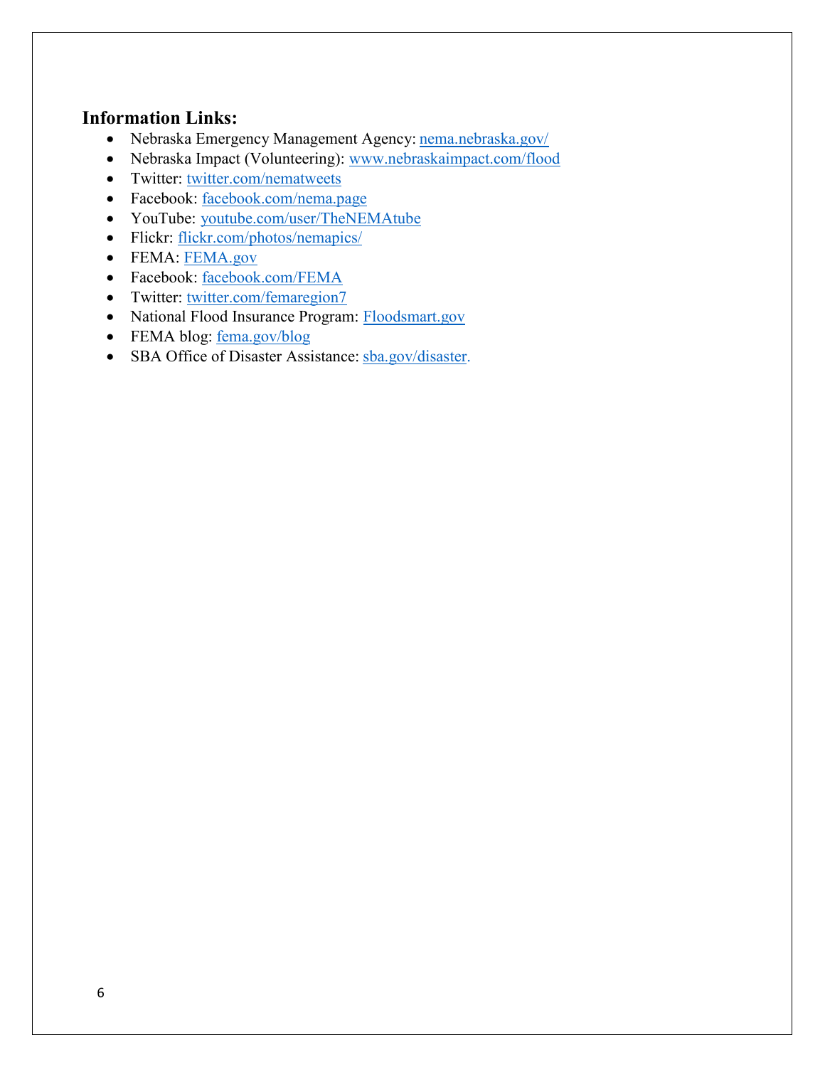**Information Links:**

- Nebraska Emergency Management Agency: nema.nebraska.gov/
- Nebraska Impact (Volunteering): www.nebraskaimpact.com/flood
- Twitter: twitter.com/nematweets
- Facebook: facebook.com/nema.page
- YouTube: youtube.com/user/TheNEMAtube
- Flickr: flickr.com/photos/nemapics/
- FEMA: FEMA.gov
- Facebook: facebook.com/FEMA
- Twitter: twitter.com/femaregion7
- National Flood Insurance Program: Floodsmart.gov
- FEMA blog: fema.gov/blog
- SBA Office of Disaster Assistance: sba.gov/disaster.